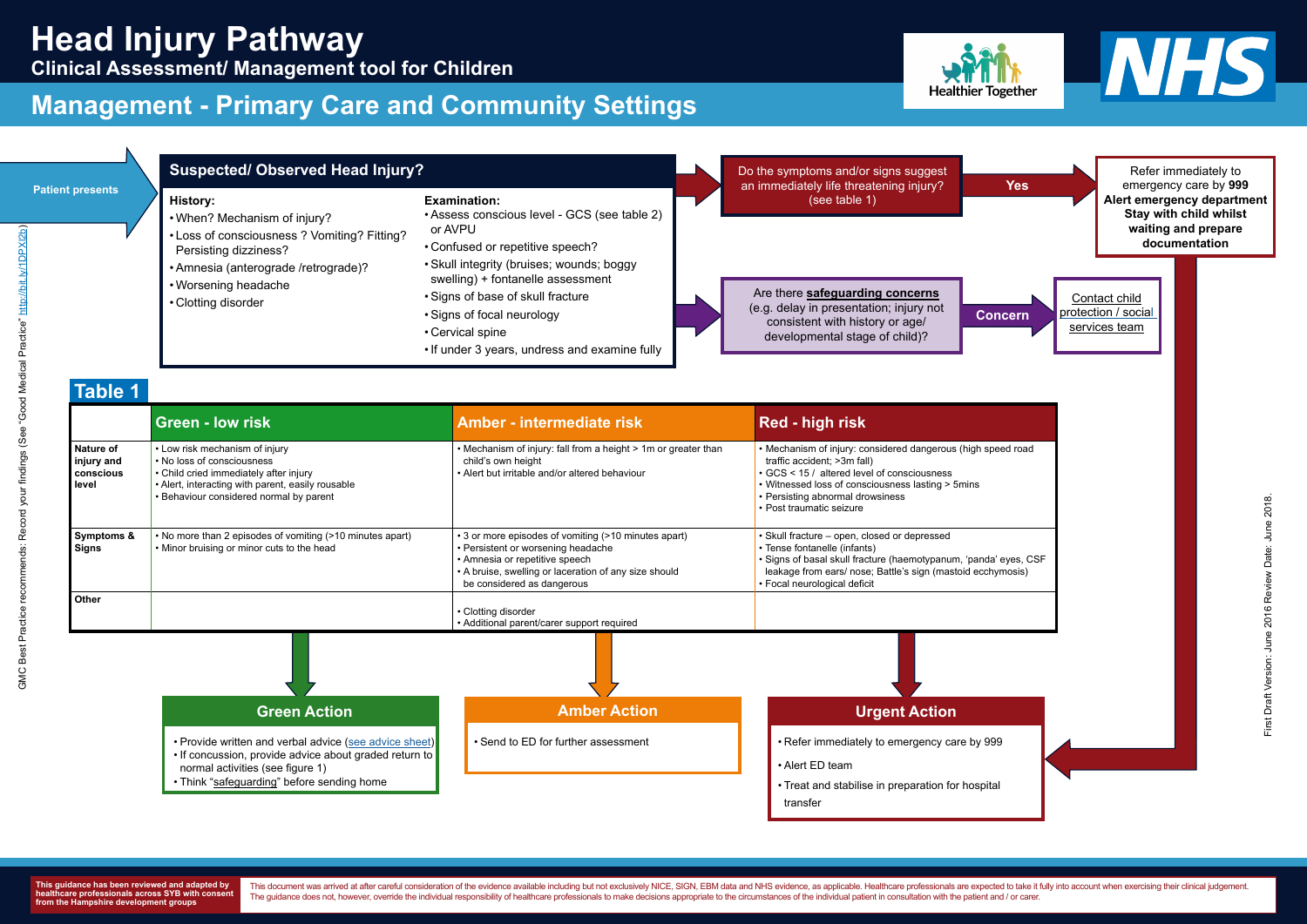# Head Injury Pathway

## Clinical Assessment/ Management tool for Children

## Management - Primary Care and Community Settings

Healthier Together

NHS

GMC Best Practice recommends: Record your findings (See "Good Medical Practice" http://bit.ly/1DPX2b)

**Patient presents**

### Suspected/ Observed Head Injury?

**History:**

- When? Mechanism of injury?
- Loss of consciousness ? Vomiting? Fitting? Persisting dizziness?
- Amnesia (anterograde /retrograde)?
- Worsening headache
- Clotting disorder

**Examination:**

- Assess conscious level - GCS (see table 2) or AVPU
- Confused or repetitive speech?
- Skull integrity (bruises; wounds; boggy swelling) + fontanelle assessment
- Signs of base of skull fracture
- Signs of focal neurology
- Cervical spine
- If under 3 years, undress and examine fully

Do the symptoms and/or signs suggest an immediately life threatening injury? (see table 1)

**Yes** →

Refer immediately to emergency care by **999**
**Alert emergency department**
**Stay with child whilst waiting and prepare documentation**

Are there **safeguarding concerns** (e.g. delay in presentation; injury not consistent with history or age/ developmental stage of child)?

**Concern** →

Contact child protection / social services team

## Table 1

| | Green - low risk | Amber - intermediate risk | Red - high risk |
|---|---|---|---|
| **Nature of injury and conscious level** | • Low risk mechanism of injury<br>• No loss of consciousness<br>• Child cried immediately after injury<br>• Alert, interacting with parent, easily rousable<br>• Behaviour considered normal by parent | • Mechanism of injury: fall from a height > 1m or greater than child's own height<br>• Alert but irritable and/or altered behaviour | • Mechanism of injury: considered dangerous (high speed road traffic accident; >3m fall)<br>• GCS < 15 / altered level of consciousness<br>• Witnessed loss of consciousness lasting > 5mins<br>• Persisting abnormal drowsiness<br>• Post traumatic seizure |
| **Symptoms & Signs** | • No more than 2 episodes of vomiting (>10 minutes apart)<br>• Minor bruising or minor cuts to the head | • 3 or more episodes of vomiting (>10 minutes apart)<br>• Persistent or worsening headache<br>• Amnesia or repetitive speech<br>• A bruise, swelling or laceration of any size should be considered as dangerous | • Skull fracture – open, closed or depressed<br>• Tense fontanelle (infants)<br>• Signs of basal skull fracture (haemotypanum, 'panda' eyes, CSF leakage from ears/ nose; Battle's sign (mastoid ecchymosis)<br>• Focal neurological deficit |
| **Other** | | • Clotting disorder<br>• Additional parent/carer support required | |

### Green Action

- Provide written and verbal advice (see advice sheet)
- If concussion, provide advice about graded return to normal activities (see figure 1)
- Think "safeguarding" before sending home

### Amber Action

- Send to ED for further assessment

### Urgent Action

- Refer immediately to emergency care by 999
- Alert ED team
- Treat and stabilise in preparation for hospital transfer

First Draft Version: June 2016 Review Date: June 2018.

This guidance has been reviewed and adapted by healthcare professionals across SYB with consent from the Hampshire development groups

This document was arrived at after careful consideration of the evidence available including but not exclusively NICE, SIGN, EBM data and NHS evidence, as applicable. Healthcare professionals are expected to take it fully into account when exercising their clinical judgement. The guidance does not, however, override the individual responsibility of healthcare professionals to make decisions appropriate to the circumstances of the individual patient in consultation with the patient and / or carer.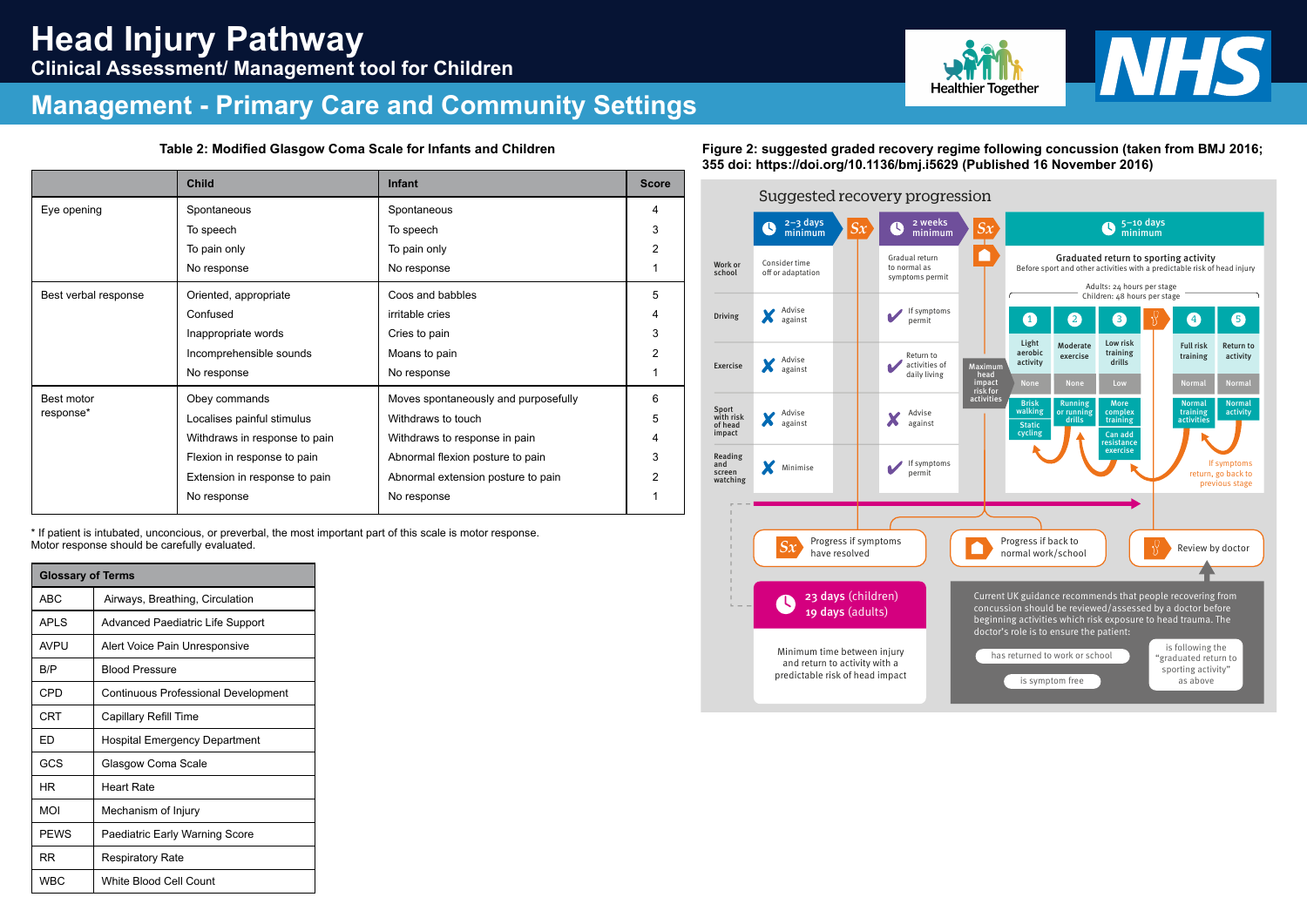# Head Injury Pathway

## Clinical Assessment/ Management tool for Children

## Management - Primary Care and Community Settings

### Table 2: Modified Glasgow Coma Scale for Infants and Children

| | Child | Infant | Score |
|---|---|---|---|
| Eye opening | Spontaneous | Spontaneous | 4 |
| | To speech | To speech | 3 |
| | To pain only | To pain only | 2 |
| | No response | No response | 1 |
| Best verbal response | Oriented, appropriate | Coos and babbles | 5 |
| | Confused | irritable cries | 4 |
| | Inappropriate words | Cries to pain | 3 |
| | Incomprehensible sounds | Moans to pain | 2 |
| | No response | No response | 1 |
| Best motor response* | Obey commands | Moves spontaneously and purposefully | 6 |
| | Localises painful stimulus | Withdraws to touch | 5 |
| | Withdraws in response to pain | Withdraws to response in pain | 4 |
| | Flexion in response to pain | Abnormal flexion posture to pain | 3 |
| | Extension in response to pain | Abnormal extension posture to pain | 2 |
| | No response | No response | 1 |

* If patient is intubated, unconcious, or preverbal, the most important part of this scale is motor response. Motor response should be carefully evaluated.

| Glossary of Terms | |
|---|---|
| ABC | Airways, Breathing, Circulation |
| APLS | Advanced Paediatric Life Support |
| AVPU | Alert Voice Pain Unresponsive |
| B/P | Blood Pressure |
| CPD | Continuous Professional Development |
| CRT | Capillary Refill Time |
| ED | Hospital Emergency Department |
| GCS | Glasgow Coma Scale |
| HR | Heart Rate |
| MOI | Mechanism of Injury |
| PEWS | Paediatric Early Warning Score |
| RR | Respiratory Rate |
| WBC | White Blood Cell Count |

### Figure 2: suggested graded recovery regime following concussion (taken from BMJ 2016; 355 doi: https://doi.org/10.1136/bmj.i5629 (Published 16 November 2016)

Suggested recovery progression

2–3 days minimum
2 weeks minimum
5–10 days minimum

Work or school: Consider time off or adaptation | Gradual return to normal as symptoms permit
Driving: Advise against | If symptoms permit
Exercise: Advise against | Return to activities of daily living
Sport with risk of head impact: Advise against | Advise against
Reading and screen watching: Minimise | If symptoms permit

Graduated return to sporting activity
Before sport and other activities with a predictable risk of head injury
Adults: 24 hours per stage
Children: 48 hours per stage

Maximum head impact risk for activities

1 Light aerobic activity — None — Brisk walking, Static cycling
2 Moderate exercise — None — Running or running drills
3 Low risk training drills — Low — More complex training, Can add resistance exercise
4 Full risk training — Normal — Normal training activities
5 Return to activity — Normal — Normal activity

If symptoms return, go back to previous stage

Sx Progress if symptoms have resolved
Progress if back to normal work/school
Review by doctor

23 days (children)
19 days (adults)
Minimum time between injury and return to activity with a predictable risk of head impact

Current UK guidance recommends that people recovering from concussion should be reviewed/assessed by a doctor before beginning activities which risk exposure to head trauma. The doctor's role is to ensure the patient:
- has returned to work or school
- is symptom free
- is following the "graduated return to sporting activity" as above